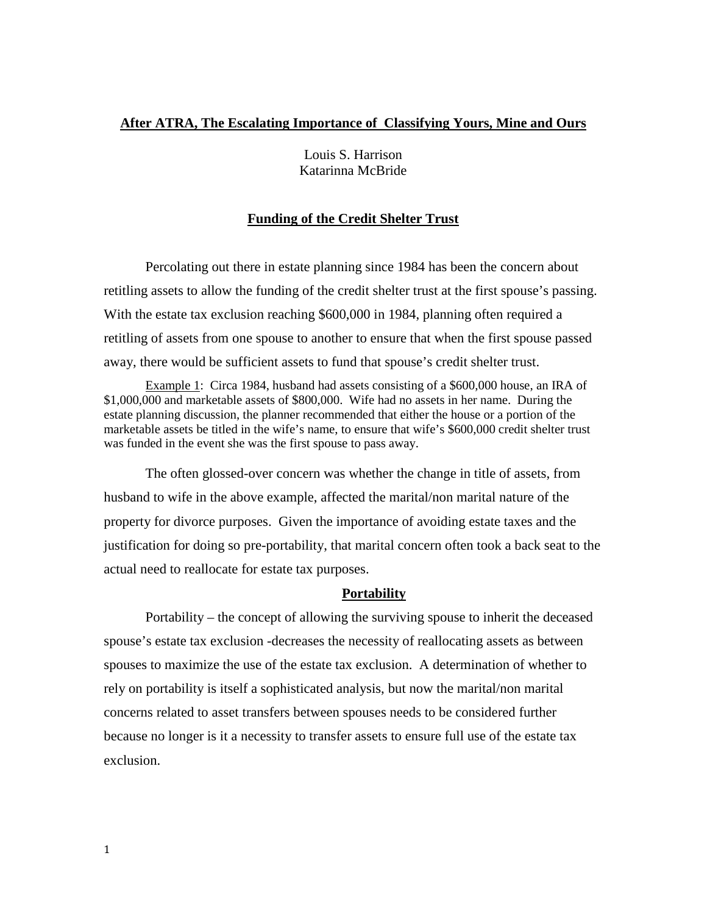## After ATRA, The Escalating Importance of Classifying Yours, Mine and Ours

Louis S. Harrison
Katarinna McBride

### Funding of the Credit Shelter Trust

Percolating out there in estate planning since 1984 has been the concern about retitling assets to allow the funding of the credit shelter trust at the first spouse's passing. With the estate tax exclusion reaching $600,000 in 1984, planning often required a retitling of assets from one spouse to another to ensure that when the first spouse passed away, there would be sufficient assets to fund that spouse's credit shelter trust.

Example 1: Circa 1984, husband had assets consisting of a $600,000 house, an IRA of $1,000,000 and marketable assets of $800,000. Wife had no assets in her name. During the estate planning discussion, the planner recommended that either the house or a portion of the marketable assets be titled in the wife's name, to ensure that wife's $600,000 credit shelter trust was funded in the event she was the first spouse to pass away.

The often glossed-over concern was whether the change in title of assets, from husband to wife in the above example, affected the marital/non marital nature of the property for divorce purposes. Given the importance of avoiding estate taxes and the justification for doing so pre-portability, that marital concern often took a back seat to the actual need to reallocate for estate tax purposes.

### Portability

Portability – the concept of allowing the surviving spouse to inherit the deceased spouse's estate tax exclusion -decreases the necessity of reallocating assets as between spouses to maximize the use of the estate tax exclusion. A determination of whether to rely on portability is itself a sophisticated analysis, but now the marital/non marital concerns related to asset transfers between spouses needs to be considered further because no longer is it a necessity to transfer assets to ensure full use of the estate tax exclusion.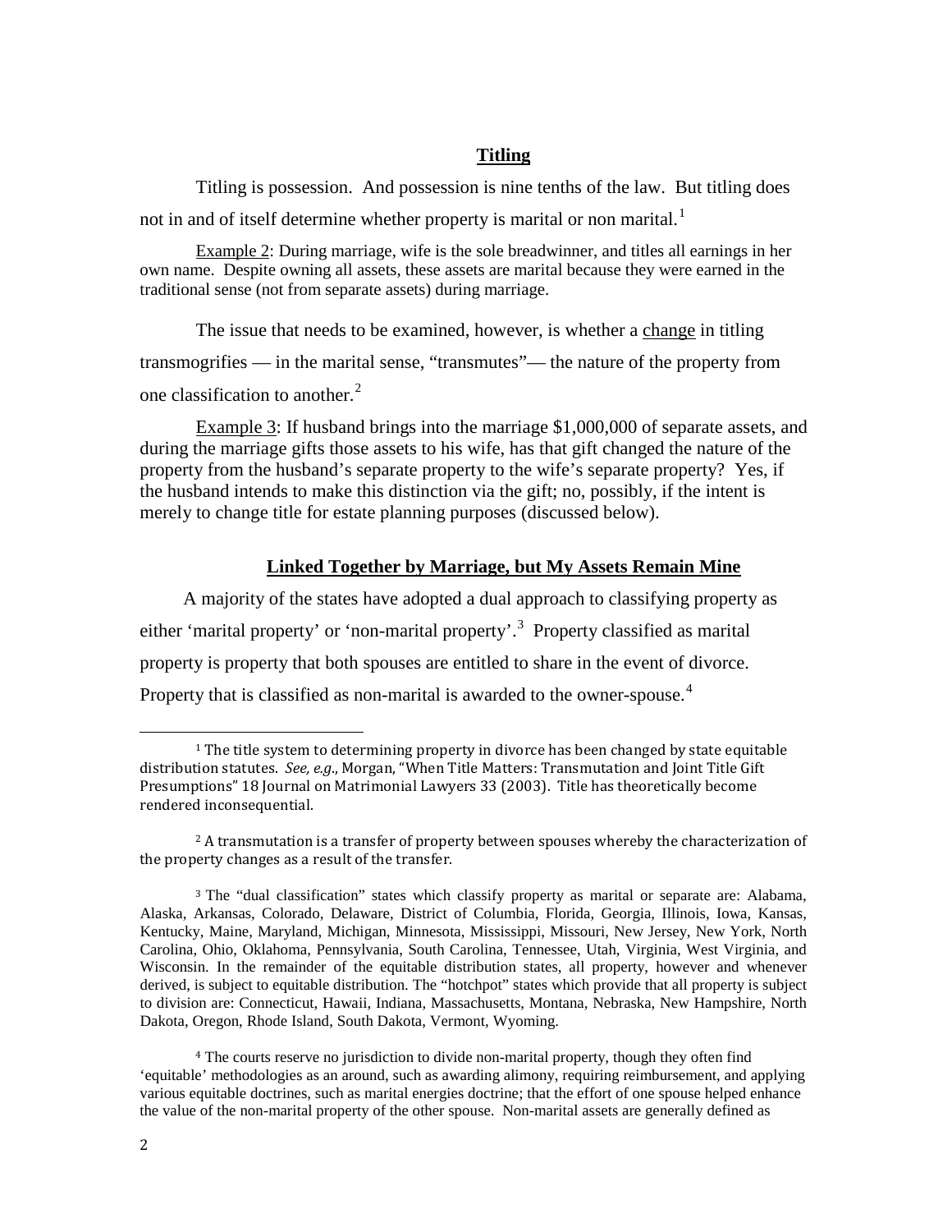## Titling

Titling is possession. And possession is nine tenths of the law. But titling does not in and of itself determine whether property is marital or non marital.[1]

Example 2: During marriage, wife is the sole breadwinner, and titles all earnings in her own name. Despite owning all assets, these assets are marital because they were earned in the traditional sense (not from separate assets) during marriage.

The issue that needs to be examined, however, is whether a change in titling transmogrifies — in the marital sense, "transmutes"— the nature of the property from one classification to another.[2]

Example 3: If husband brings into the marriage $1,000,000 of separate assets, and during the marriage gifts those assets to his wife, has that gift changed the nature of the property from the husband's separate property to the wife's separate property? Yes, if the husband intends to make this distinction via the gift; no, possibly, if the intent is merely to change title for estate planning purposes (discussed below).

## Linked Together by Marriage, but My Assets Remain Mine

A majority of the states have adopted a dual approach to classifying property as either 'marital property' or 'non-marital property'.[3] Property classified as marital property is property that both spouses are entitled to share in the event of divorce. Property that is classified as non-marital is awarded to the owner-spouse.[4]

---

[1] The title system to determining property in divorce has been changed by state equitable distribution statutes. *See, e.g.,* Morgan, "When Title Matters: Transmutation and Joint Title Gift Presumptions" 18 Journal on Matrimonial Lawyers 33 (2003). Title has theoretically become rendered inconsequential.

[2] A transmutation is a transfer of property between spouses whereby the characterization of the property changes as a result of the transfer.

[3] The "dual classification" states which classify property as marital or separate are: Alabama, Alaska, Arkansas, Colorado, Delaware, District of Columbia, Florida, Georgia, Illinois, Iowa, Kansas, Kentucky, Maine, Maryland, Michigan, Minnesota, Mississippi, Missouri, New Jersey, New York, North Carolina, Ohio, Oklahoma, Pennsylvania, South Carolina, Tennessee, Utah, Virginia, West Virginia, and Wisconsin. In the remainder of the equitable distribution states, all property, however and whenever derived, is subject to equitable distribution. The "hotchpot" states which provide that all property is subject to division are: Connecticut, Hawaii, Indiana, Massachusetts, Montana, Nebraska, New Hampshire, North Dakota, Oregon, Rhode Island, South Dakota, Vermont, Wyoming.

[4] The courts reserve no jurisdiction to divide non-marital property, though they often find 'equitable' methodologies as an around, such as awarding alimony, requiring reimbursement, and applying various equitable doctrines, such as marital energies doctrine; that the effort of one spouse helped enhance the value of the non-marital property of the other spouse. Non-marital assets are generally defined as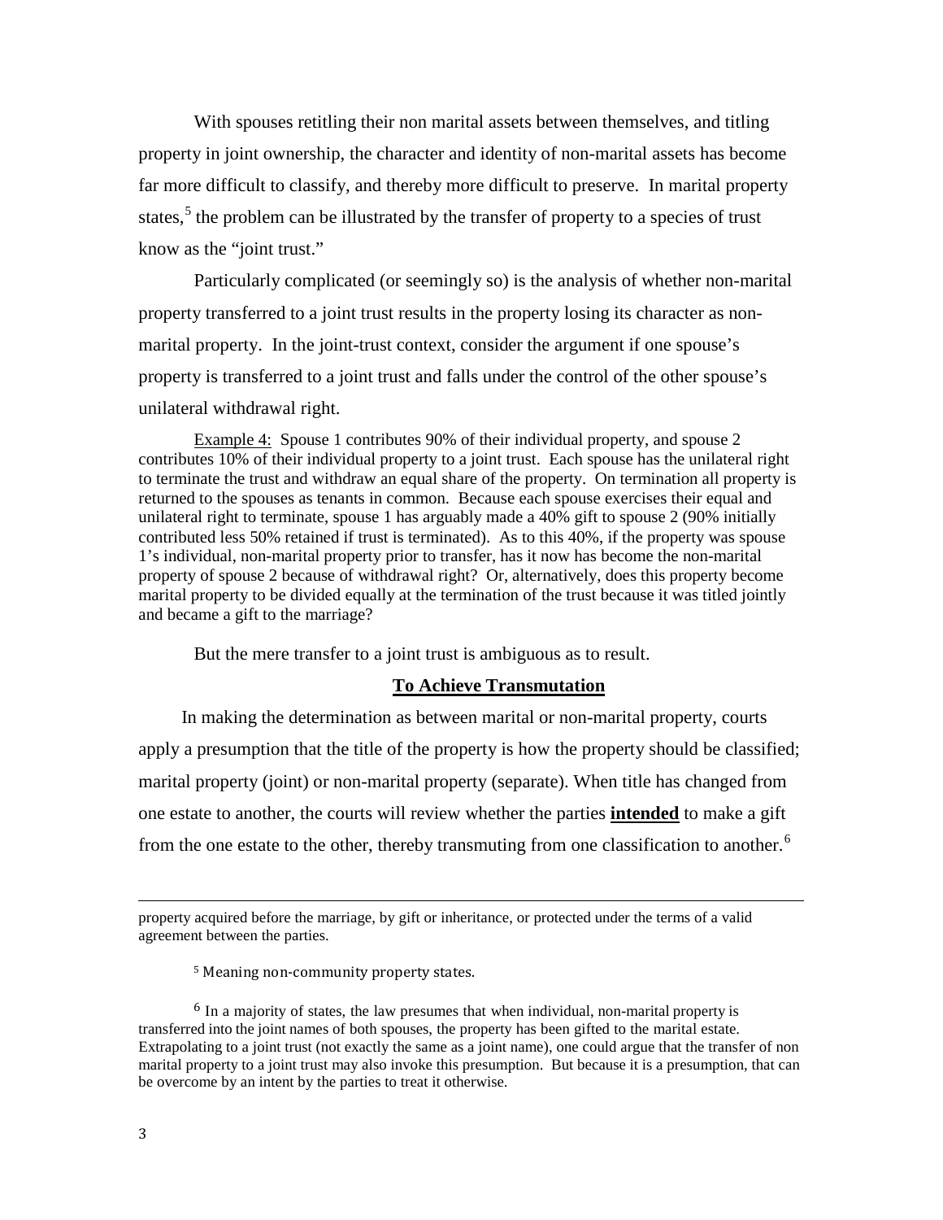With spouses retitling their non marital assets between themselves, and titling property in joint ownership, the character and identity of non-marital assets has become far more difficult to classify, and thereby more difficult to preserve. In marital property states,[5] the problem can be illustrated by the transfer of property to a species of trust know as the "joint trust."

Particularly complicated (or seemingly so) is the analysis of whether non-marital property transferred to a joint trust results in the property losing its character as non-marital property. In the joint-trust context, consider the argument if one spouse's property is transferred to a joint trust and falls under the control of the other spouse's unilateral withdrawal right.

> Example 4: Spouse 1 contributes 90% of their individual property, and spouse 2 contributes 10% of their individual property to a joint trust. Each spouse has the unilateral right to terminate the trust and withdraw an equal share of the property. On termination all property is returned to the spouses as tenants in common. Because each spouse exercises their equal and unilateral right to terminate, spouse 1 has arguably made a 40% gift to spouse 2 (90% initially contributed less 50% retained if trust is terminated). As to this 40%, if the property was spouse 1's individual, non-marital property prior to transfer, has it now has become the non-marital property of spouse 2 because of withdrawal right? Or, alternatively, does this property become marital property to be divided equally at the termination of the trust because it was titled jointly and became a gift to the marriage?

But the mere transfer to a joint trust is ambiguous as to result.

## To Achieve Transmutation

In making the determination as between marital or non-marital property, courts apply a presumption that the title of the property is how the property should be classified; marital property (joint) or non-marital property (separate). When title has changed from one estate to another, the courts will review whether the parties **intended** to make a gift from the one estate to the other, thereby transmuting from one classification to another.[6]

---

property acquired before the marriage, by gift or inheritance, or protected under the terms of a valid agreement between the parties.

[5] Meaning non-community property states.

[6] In a majority of states, the law presumes that when individual, non-marital property is transferred into the joint names of both spouses, the property has been gifted to the marital estate. Extrapolating to a joint trust (not exactly the same as a joint name), one could argue that the transfer of non marital property to a joint trust may also invoke this presumption. But because it is a presumption, that can be overcome by an intent by the parties to treat it otherwise.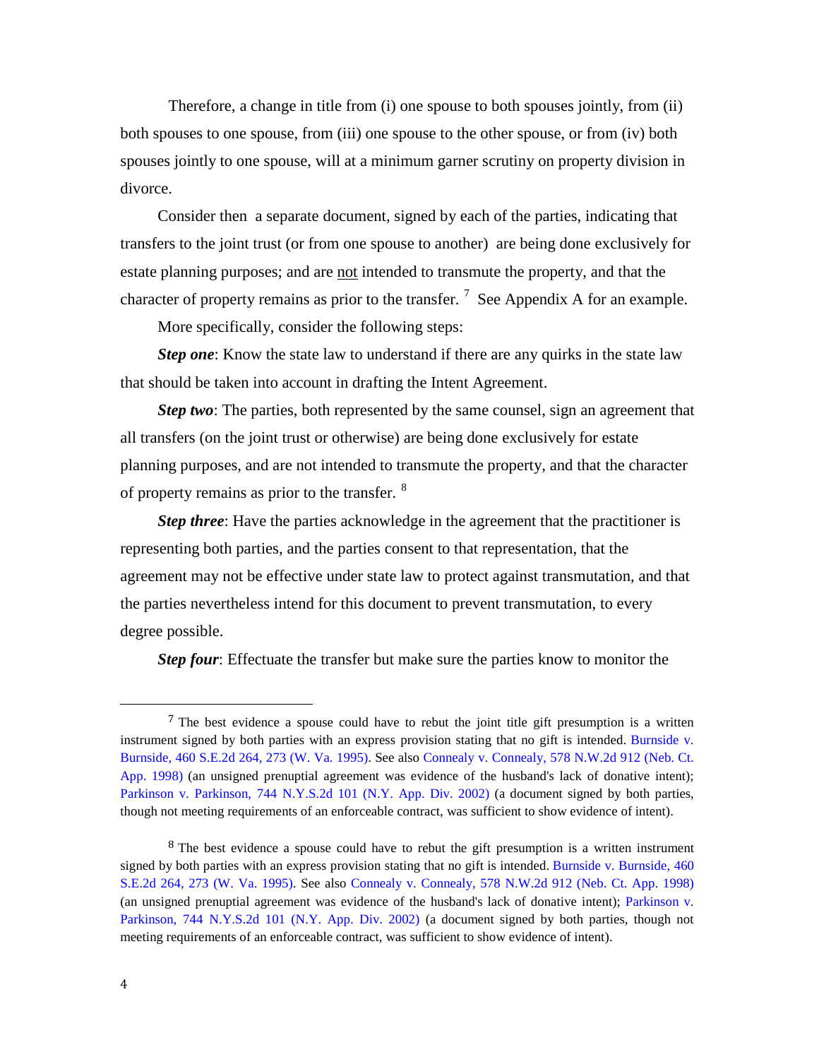Therefore, a change in title from (i) one spouse to both spouses jointly, from (ii) both spouses to one spouse, from (iii) one spouse to the other spouse, or from (iv) both spouses jointly to one spouse, will at a minimum garner scrutiny on property division in divorce.

Consider then a separate document, signed by each of the parties, indicating that transfers to the joint trust (or from one spouse to another) are being done exclusively for estate planning purposes; and are not intended to transmute the property, and that the character of property remains as prior to the transfer. [7] See Appendix A for an example.

More specifically, consider the following steps:

***Step one***: Know the state law to understand if there are any quirks in the state law that should be taken into account in drafting the Intent Agreement.

***Step two***: The parties, both represented by the same counsel, sign an agreement that all transfers (on the joint trust or otherwise) are being done exclusively for estate planning purposes, and are not intended to transmute the property, and that the character of property remains as prior to the transfer. [8]

***Step three***: Have the parties acknowledge in the agreement that the practitioner is representing both parties, and the parties consent to that representation, that the agreement may not be effective under state law to protect against transmutation, and that the parties nevertheless intend for this document to prevent transmutation, to every degree possible.

***Step four***: Effectuate the transfer but make sure the parties know to monitor the

---

[7] The best evidence a spouse could have to rebut the joint title gift presumption is a written instrument signed by both parties with an express provision stating that no gift is intended. Burnside v. Burnside, 460 S.E.2d 264, 273 (W. Va. 1995). See also Connealy v. Connealy, 578 N.W.2d 912 (Neb. Ct. App. 1998) (an unsigned prenuptial agreement was evidence of the husband's lack of donative intent); Parkinson v. Parkinson, 744 N.Y.S.2d 101 (N.Y. App. Div. 2002) (a document signed by both parties, though not meeting requirements of an enforceable contract, was sufficient to show evidence of intent).

[8] The best evidence a spouse could have to rebut the gift presumption is a written instrument signed by both parties with an express provision stating that no gift is intended. Burnside v. Burnside, 460 S.E.2d 264, 273 (W. Va. 1995). See also Connealy v. Connealy, 578 N.W.2d 912 (Neb. Ct. App. 1998) (an unsigned prenuptial agreement was evidence of the husband's lack of donative intent); Parkinson v. Parkinson, 744 N.Y.S.2d 101 (N.Y. App. Div. 2002) (a document signed by both parties, though not meeting requirements of an enforceable contract, was sufficient to show evidence of intent).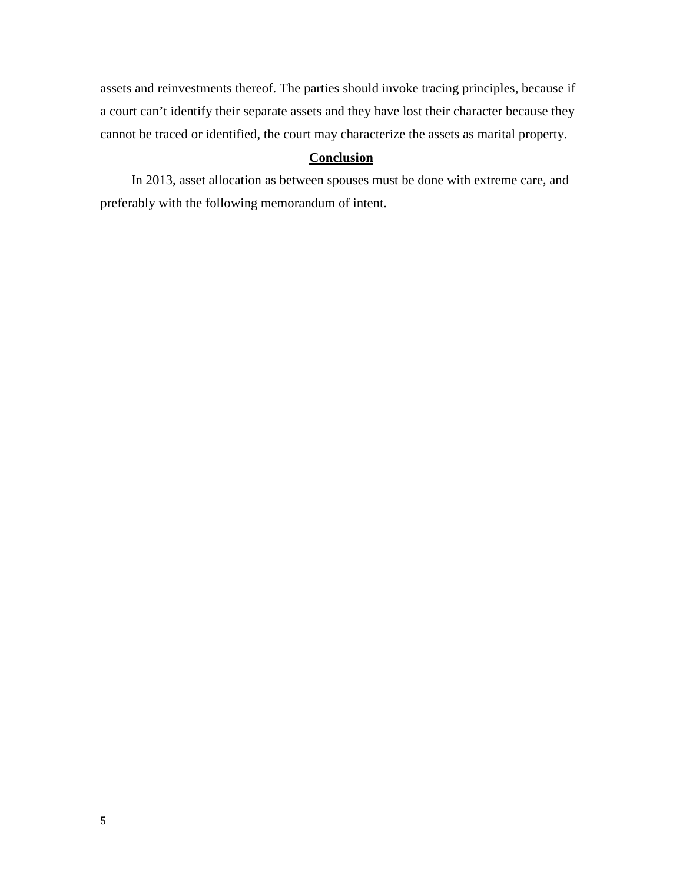assets and reinvestments thereof. The parties should invoke tracing principles, because if a court can't identify their separate assets and they have lost their character because they cannot be traced or identified, the court may characterize the assets as marital property.

## **Conclusion**

In 2013, asset allocation as between spouses must be done with extreme care, and preferably with the following memorandum of intent.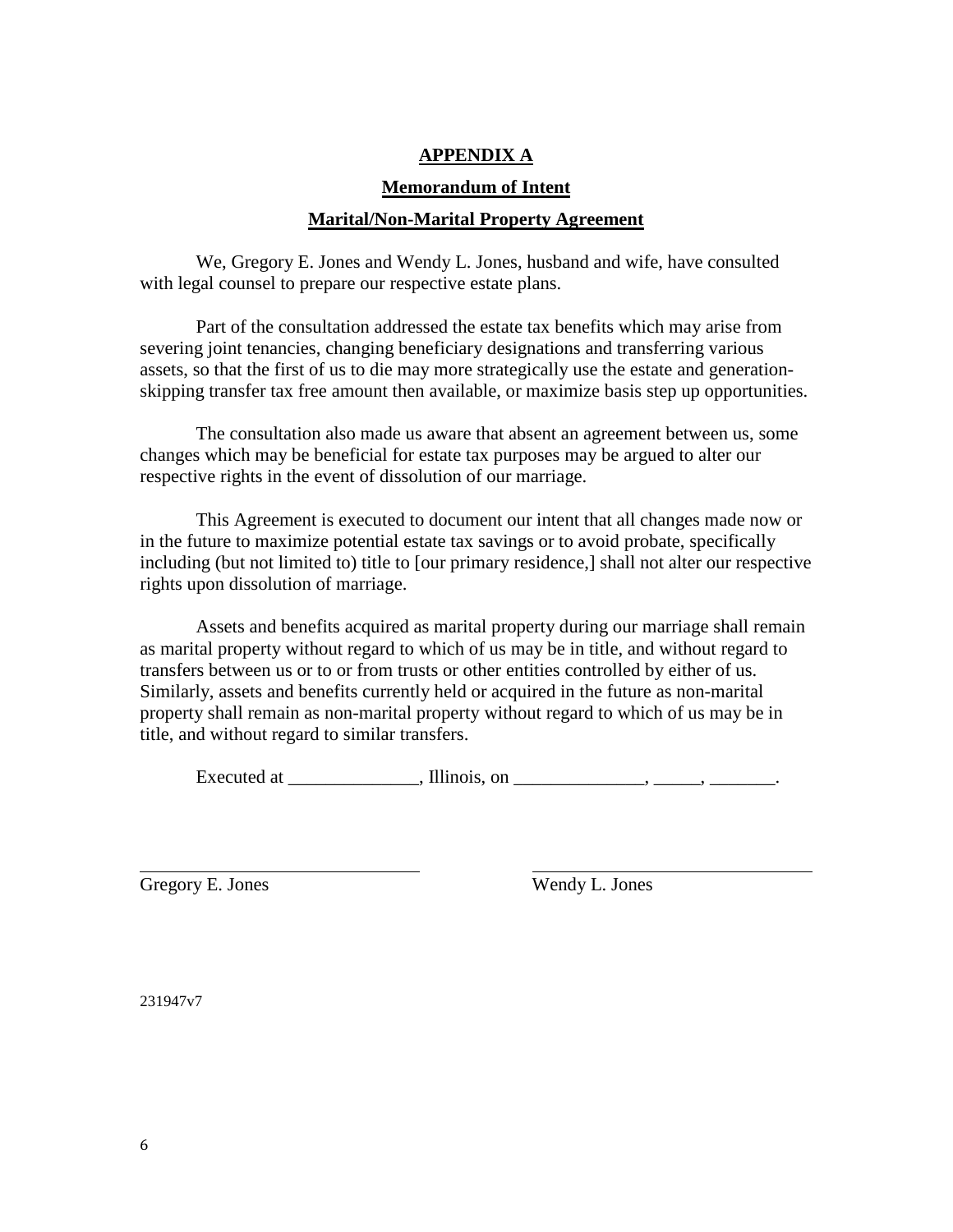**APPENDIX A**

**Memorandum of Intent**

**Marital/Non-Marital Property Agreement**

We, Gregory E. Jones and Wendy L. Jones, husband and wife, have consulted with legal counsel to prepare our respective estate plans.

Part of the consultation addressed the estate tax benefits which may arise from severing joint tenancies, changing beneficiary designations and transferring various assets, so that the first of us to die may more strategically use the estate and generation-skipping transfer tax free amount then available, or maximize basis step up opportunities.

The consultation also made us aware that absent an agreement between us, some changes which may be beneficial for estate tax purposes may be argued to alter our respective rights in the event of dissolution of our marriage.

This Agreement is executed to document our intent that all changes made now or in the future to maximize potential estate tax savings or to avoid probate, specifically including (but not limited to) title to [our primary residence,] shall not alter our respective rights upon dissolution of marriage.

Assets and benefits acquired as marital property during our marriage shall remain as marital property without regard to which of us may be in title, and without regard to transfers between us or to or from trusts or other entities controlled by either of us. Similarly, assets and benefits currently held or acquired in the future as non-marital property shall remain as non-marital property without regard to which of us may be in title, and without regard to similar transfers.

Executed at ______________, Illinois, on ______________, _____, _______.

_______________________________ Gregory E. Jones

_______________________________ Wendy L. Jones

231947v7